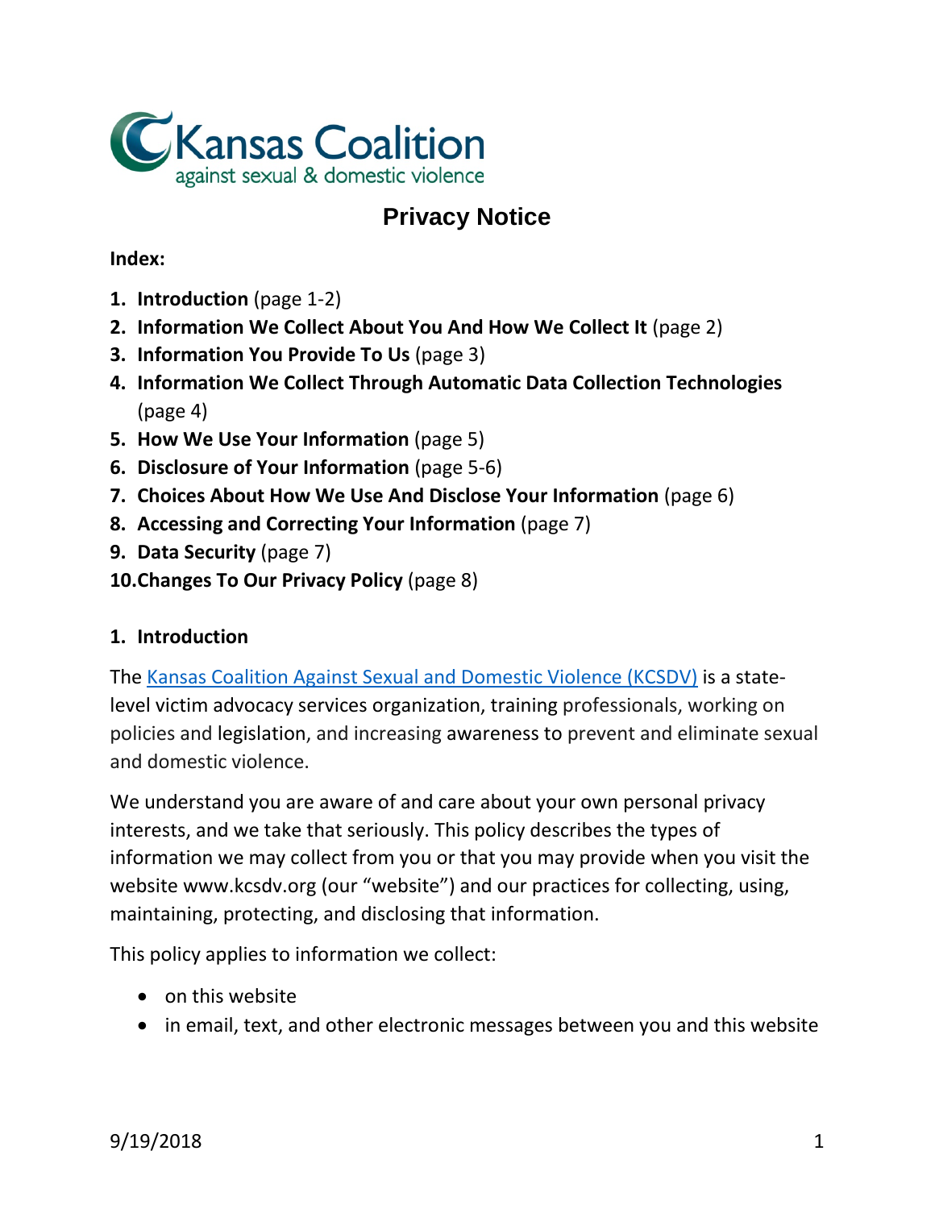Kansas Coalition against sexual & domestic violence

# Privacy Notice

**Index:**

1. **Introduction** (page 1-2)
2. **Information We Collect About You And How We Collect It** (page 2)
3. **Information You Provide To Us** (page 3)
4. **Information We Collect Through Automatic Data Collection Technologies** (page 4)
5. **How We Use Your Information** (page 5)
6. **Disclosure of Your Information** (page 5-6)
7. **Choices About How We Use And Disclose Your Information** (page 6)
8. **Accessing and Correcting Your Information** (page 7)
9. **Data Security** (page 7)
10. **Changes To Our Privacy Policy** (page 8)

## 1. Introduction

The [Kansas Coalition Against Sexual and Domestic Violence (KCSDV)]() is a state-level victim advocacy services organization, training professionals, working on policies and legislation, and increasing awareness to prevent and eliminate sexual and domestic violence.

We understand you are aware of and care about your own personal privacy interests, and we take that seriously. This policy describes the types of information we may collect from you or that you may provide when you visit the website www.kcsdv.org (our "website") and our practices for collecting, using, maintaining, protecting, and disclosing that information.

This policy applies to information we collect:

- on this website
- in email, text, and other electronic messages between you and this website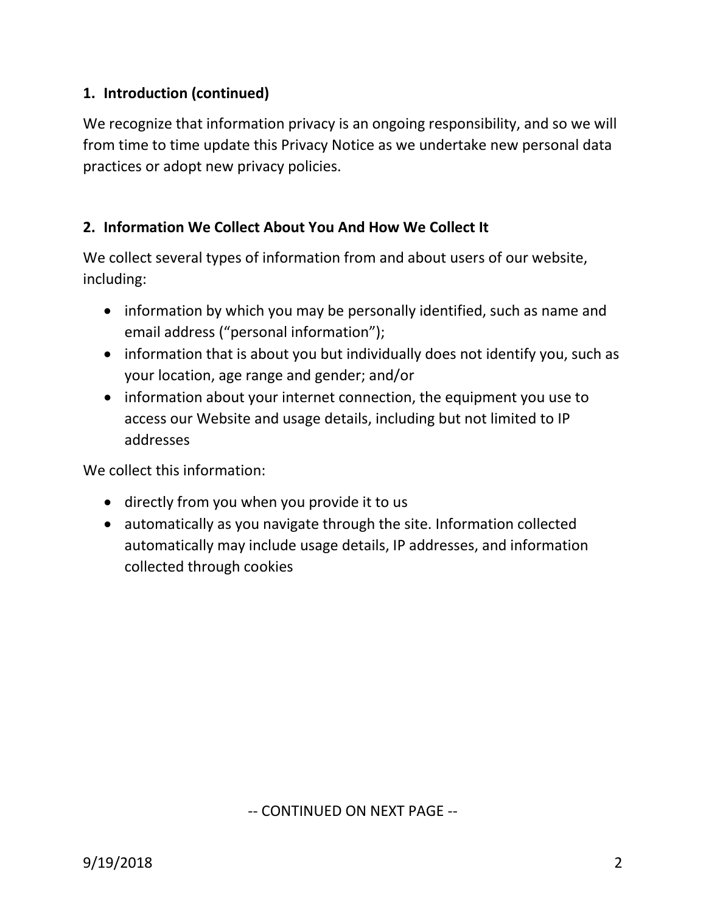## 1. Introduction (continued)

We recognize that information privacy is an ongoing responsibility, and so we will from time to time update this Privacy Notice as we undertake new personal data practices or adopt new privacy policies.

## 2. Information We Collect About You And How We Collect It

We collect several types of information from and about users of our website, including:

- information by which you may be personally identified, such as name and email address (“personal information”);
- information that is about you but individually does not identify you, such as your location, age range and gender; and/or
- information about your internet connection, the equipment you use to access our Website and usage details, including but not limited to IP addresses

We collect this information:

- directly from you when you provide it to us
- automatically as you navigate through the site. Information collected automatically may include usage details, IP addresses, and information collected through cookies

-- CONTINUED ON NEXT PAGE --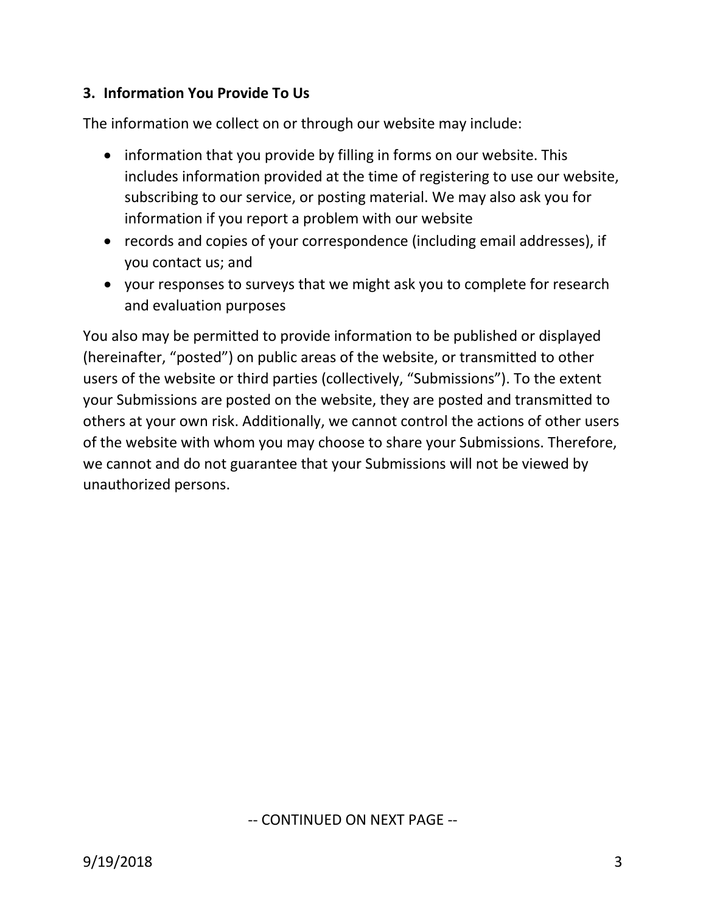### 3. Information You Provide To Us

The information we collect on or through our website may include:

- information that you provide by filling in forms on our website. This includes information provided at the time of registering to use our website, subscribing to our service, or posting material. We may also ask you for information if you report a problem with our website
- records and copies of your correspondence (including email addresses), if you contact us; and
- your responses to surveys that we might ask you to complete for research and evaluation purposes

You also may be permitted to provide information to be published or displayed (hereinafter, “posted”) on public areas of the website, or transmitted to other users of the website or third parties (collectively, “Submissions”). To the extent your Submissions are posted on the website, they are posted and transmitted to others at your own risk. Additionally, we cannot control the actions of other users of the website with whom you may choose to share your Submissions. Therefore, we cannot and do not guarantee that your Submissions will not be viewed by unauthorized persons.

-- CONTINUED ON NEXT PAGE --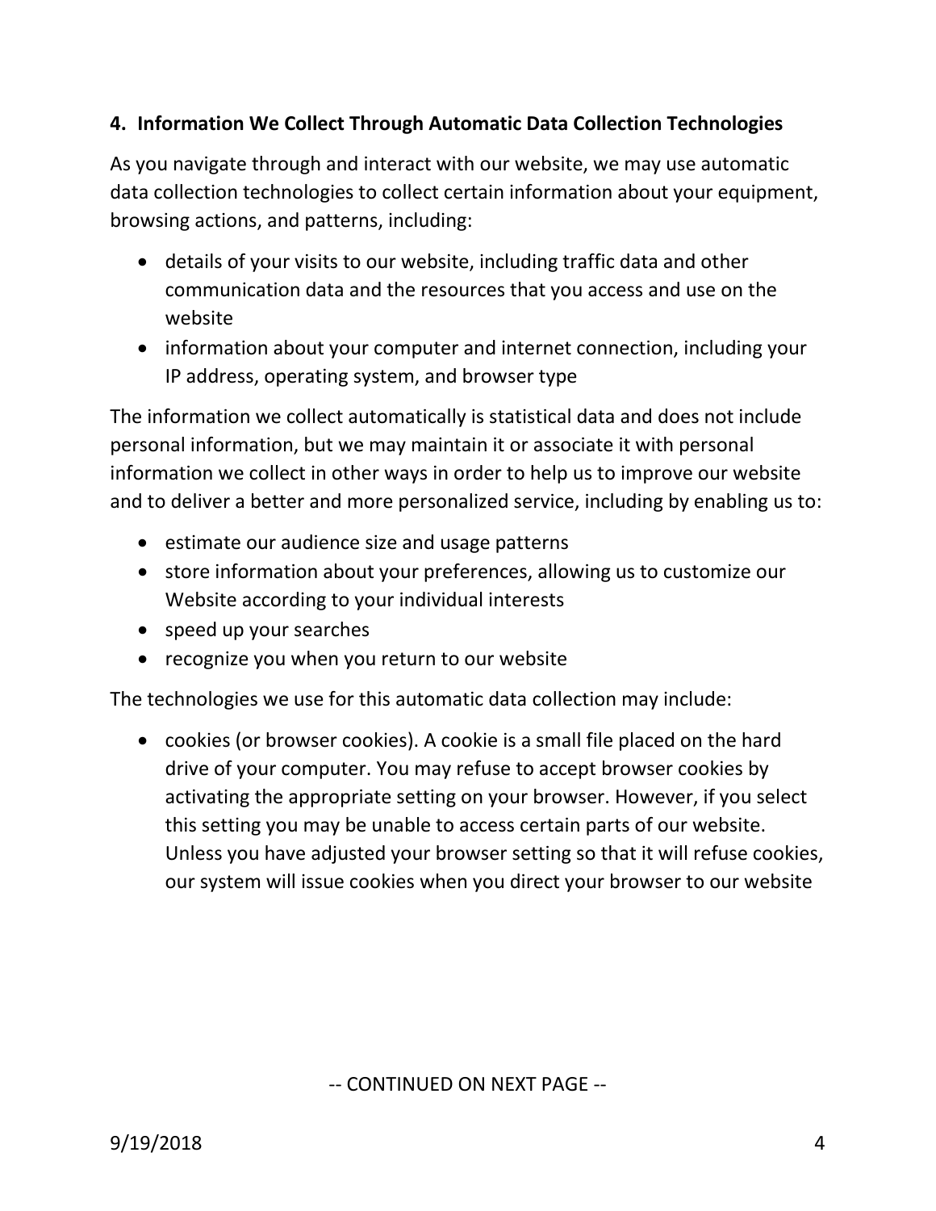#### 4. Information We Collect Through Automatic Data Collection Technologies

As you navigate through and interact with our website, we may use automatic data collection technologies to collect certain information about your equipment, browsing actions, and patterns, including:

- details of your visits to our website, including traffic data and other communication data and the resources that you access and use on the website
- information about your computer and internet connection, including your IP address, operating system, and browser type

The information we collect automatically is statistical data and does not include personal information, but we may maintain it or associate it with personal information we collect in other ways in order to help us to improve our website and to deliver a better and more personalized service, including by enabling us to:

- estimate our audience size and usage patterns
- store information about your preferences, allowing us to customize our Website according to your individual interests
- speed up your searches
- recognize you when you return to our website

The technologies we use for this automatic data collection may include:

- cookies (or browser cookies). A cookie is a small file placed on the hard drive of your computer. You may refuse to accept browser cookies by activating the appropriate setting on your browser. However, if you select this setting you may be unable to access certain parts of our website. Unless you have adjusted your browser setting so that it will refuse cookies, our system will issue cookies when you direct your browser to our website

-- CONTINUED ON NEXT PAGE --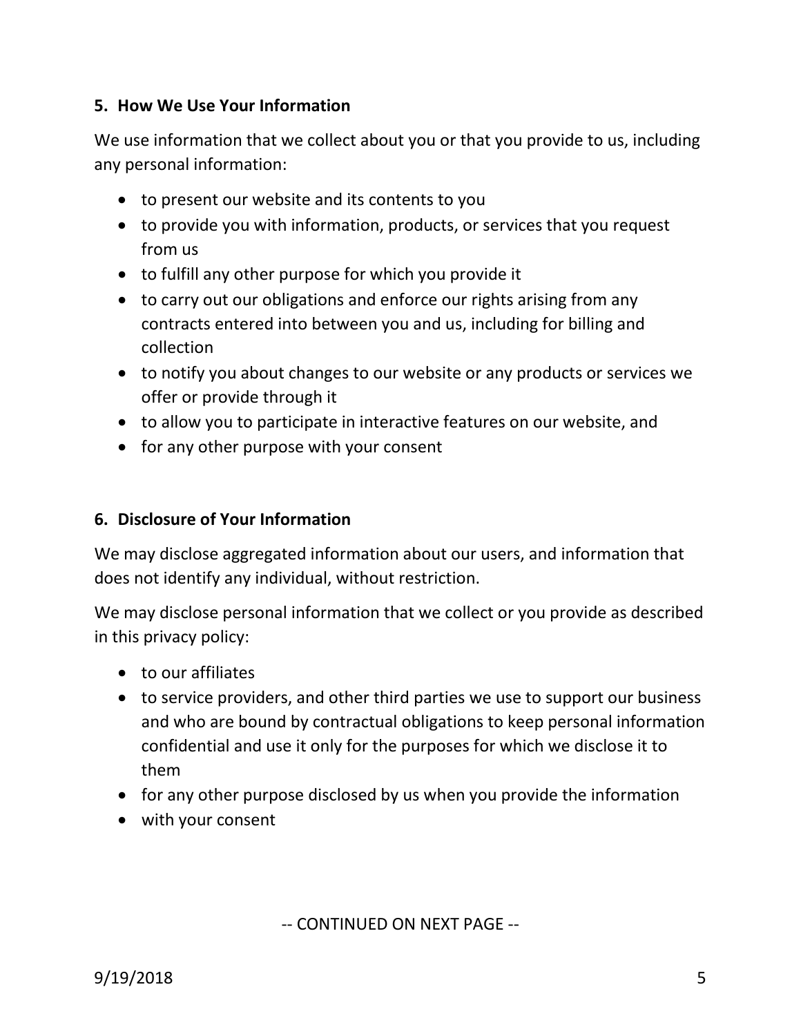## 5. How We Use Your Information

We use information that we collect about you or that you provide to us, including any personal information:

- to present our website and its contents to you
- to provide you with information, products, or services that you request from us
- to fulfill any other purpose for which you provide it
- to carry out our obligations and enforce our rights arising from any contracts entered into between you and us, including for billing and collection
- to notify you about changes to our website or any products or services we offer or provide through it
- to allow you to participate in interactive features on our website, and
- for any other purpose with your consent

## 6. Disclosure of Your Information

We may disclose aggregated information about our users, and information that does not identify any individual, without restriction.

We may disclose personal information that we collect or you provide as described in this privacy policy:

- to our affiliates
- to service providers, and other third parties we use to support our business and who are bound by contractual obligations to keep personal information confidential and use it only for the purposes for which we disclose it to them
- for any other purpose disclosed by us when you provide the information
- with your consent

-- CONTINUED ON NEXT PAGE --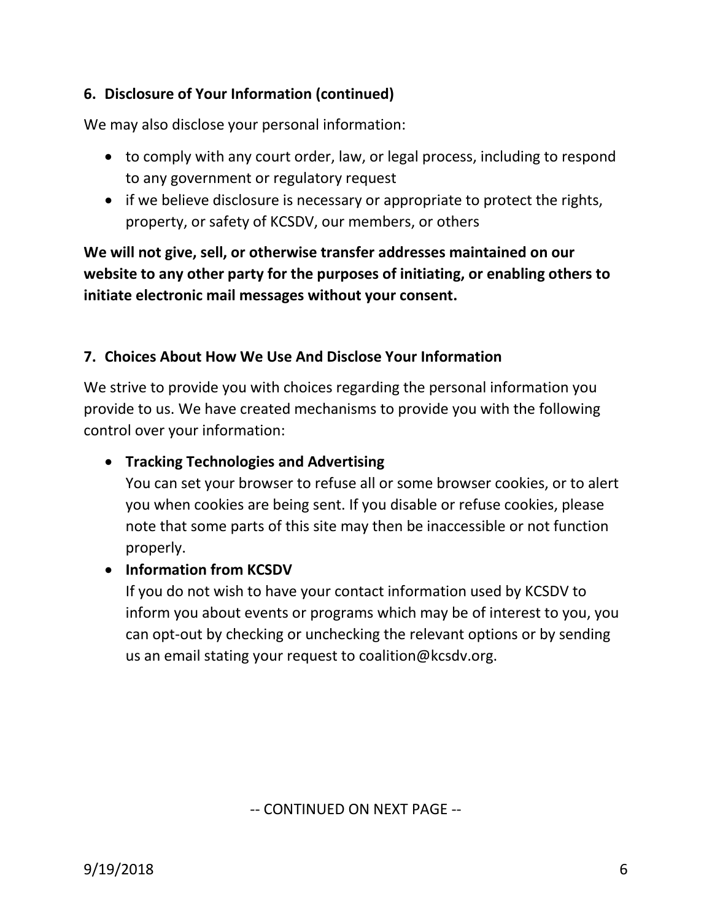## 6. Disclosure of Your Information (continued)

We may also disclose your personal information:

- to comply with any court order, law, or legal process, including to respond to any government or regulatory request
- if we believe disclosure is necessary or appropriate to protect the rights, property, or safety of KCSDV, our members, or others

**We will not give, sell, or otherwise transfer addresses maintained on our website to any other party for the purposes of initiating, or enabling others to initiate electronic mail messages without your consent.**

## 7. Choices About How We Use And Disclose Your Information

We strive to provide you with choices regarding the personal information you provide to us. We have created mechanisms to provide you with the following control over your information:

- **Tracking Technologies and Advertising**
  You can set your browser to refuse all or some browser cookies, or to alert you when cookies are being sent. If you disable or refuse cookies, please note that some parts of this site may then be inaccessible or not function properly.
- **Information from KCSDV**
  If you do not wish to have your contact information used by KCSDV to inform you about events or programs which may be of interest to you, you can opt-out by checking or unchecking the relevant options or by sending us an email stating your request to coalition@kcsdv.org.

-- CONTINUED ON NEXT PAGE --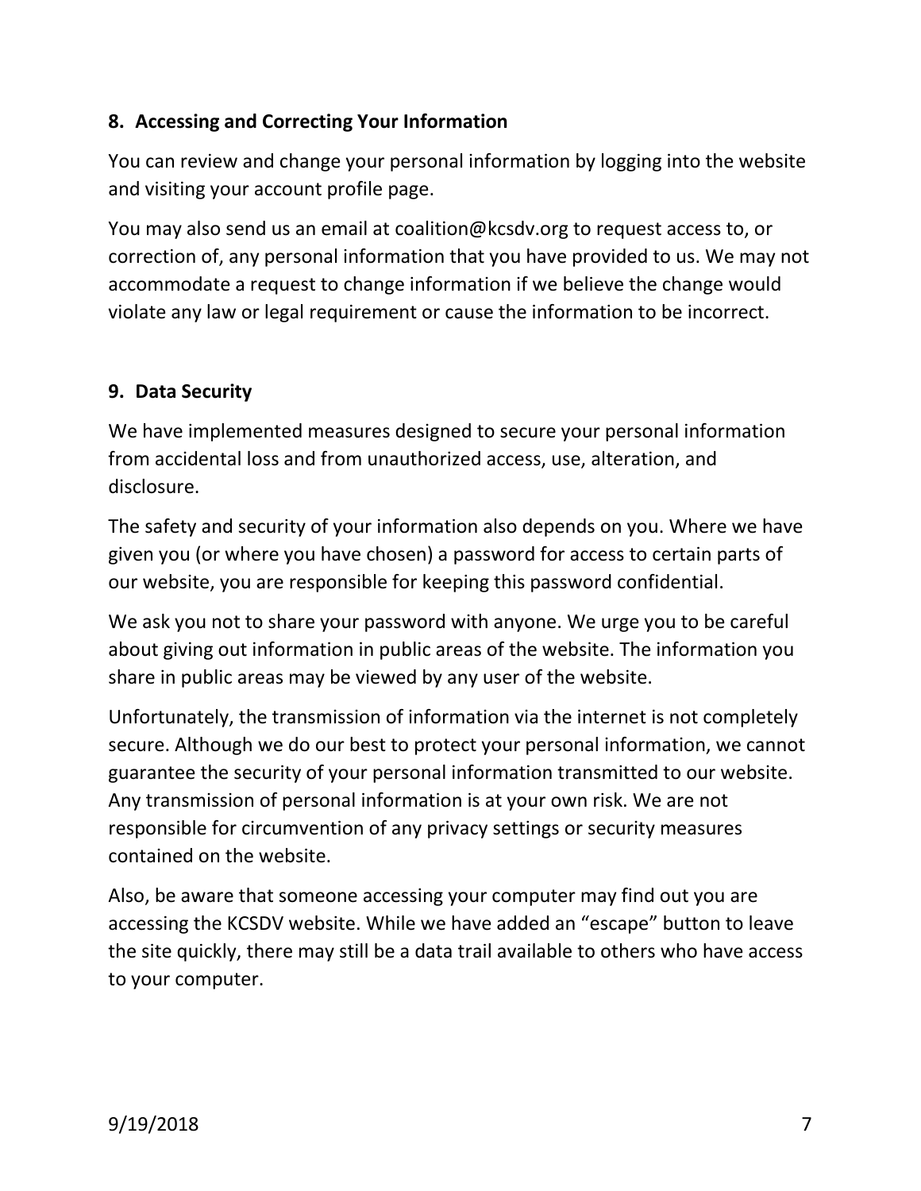## 8. Accessing and Correcting Your Information

You can review and change your personal information by logging into the website and visiting your account profile page.

You may also send us an email at coalition@kcsdv.org to request access to, or correction of, any personal information that you have provided to us. We may not accommodate a request to change information if we believe the change would violate any law or legal requirement or cause the information to be incorrect.

## 9. Data Security

We have implemented measures designed to secure your personal information from accidental loss and from unauthorized access, use, alteration, and disclosure.

The safety and security of your information also depends on you. Where we have given you (or where you have chosen) a password for access to certain parts of our website, you are responsible for keeping this password confidential.

We ask you not to share your password with anyone. We urge you to be careful about giving out information in public areas of the website. The information you share in public areas may be viewed by any user of the website.

Unfortunately, the transmission of information via the internet is not completely secure. Although we do our best to protect your personal information, we cannot guarantee the security of your personal information transmitted to our website. Any transmission of personal information is at your own risk. We are not responsible for circumvention of any privacy settings or security measures contained on the website.

Also, be aware that someone accessing your computer may find out you are accessing the KCSDV website. While we have added an "escape" button to leave the site quickly, there may still be a data trail available to others who have access to your computer.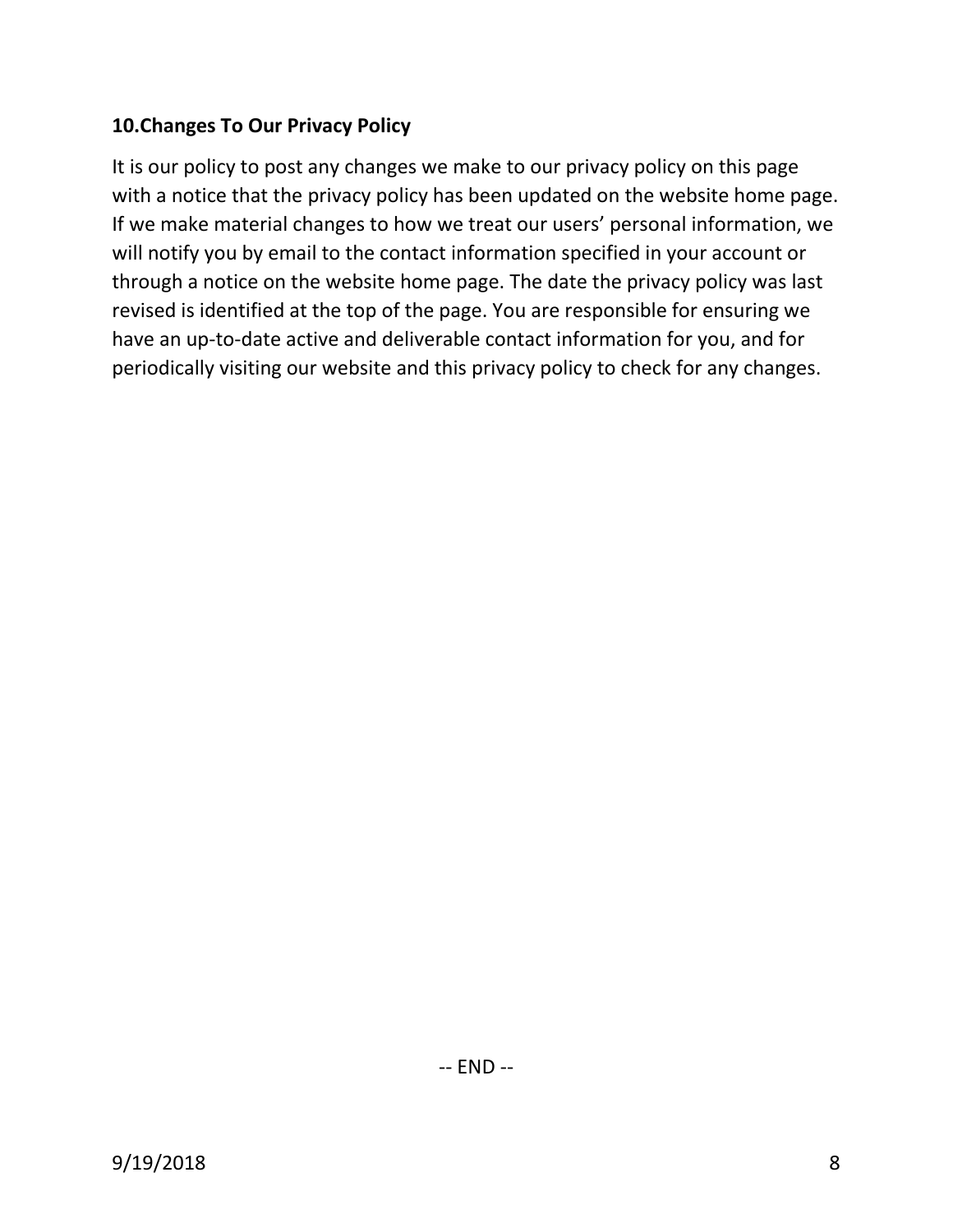**10.Changes To Our Privacy Policy**

It is our policy to post any changes we make to our privacy policy on this page with a notice that the privacy policy has been updated on the website home page. If we make material changes to how we treat our users' personal information, we will notify you by email to the contact information specified in your account or through a notice on the website home page. The date the privacy policy was last revised is identified at the top of the page. You are responsible for ensuring we have an up-to-date active and deliverable contact information for you, and for periodically visiting our website and this privacy policy to check for any changes.

-- END --